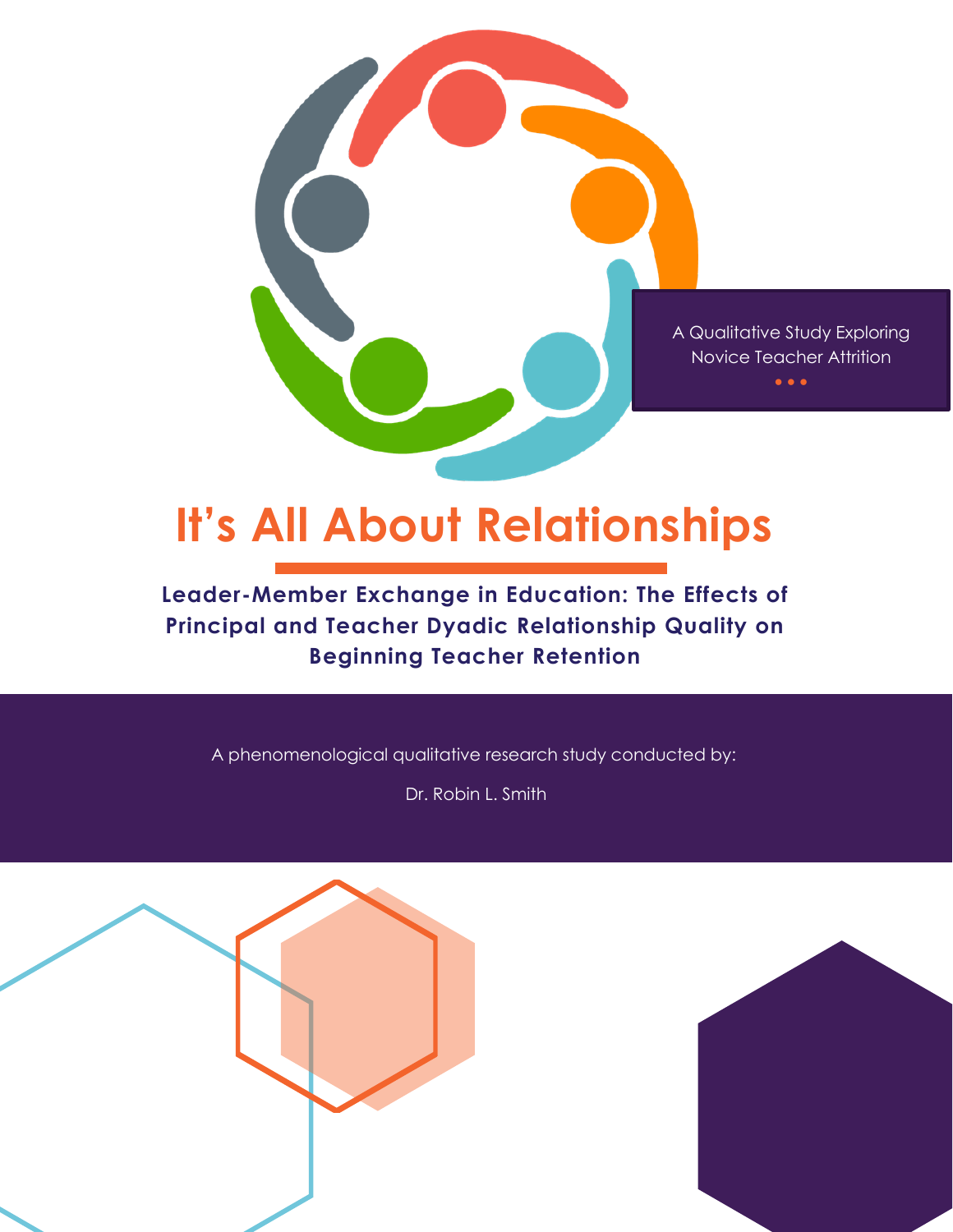A Qualitative Study Exploring Novice Teacher Attrition

# It's All About Relationships

## Leader-Member Exchange in Education: The Effects of Principal and Teacher Dyadic Relationship Quality on Beginning Teacher Retention

A phenomenological qualitative research study conducted by:

Dr. Robin L. Smith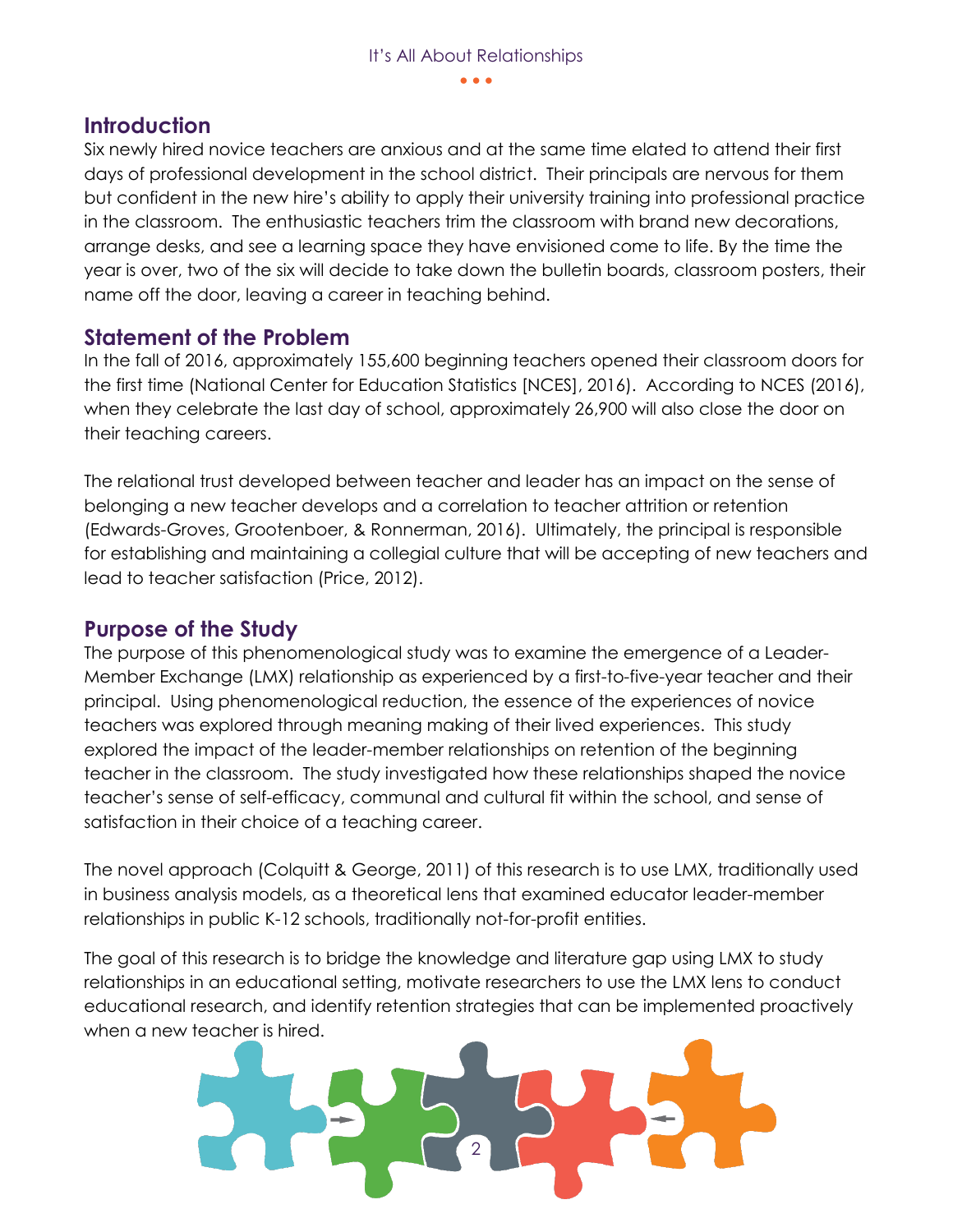## Introduction

Six newly hired novice teachers are anxious and at the same time elated to attend their first days of professional development in the school district. Their principals are nervous for them but confident in the new hire's ability to apply their university training into professional practice in the classroom. The enthusiastic teachers trim the classroom with brand new decorations, arrange desks, and see a learning space they have envisioned come to life. By the time the year is over, two of the six will decide to take down the bulletin boards, classroom posters, their name off the door, leaving a career in teaching behind.

## Statement of the Problem

In the fall of 2016, approximately 155,600 beginning teachers opened their classroom doors for the first time (National Center for Education Statistics [NCES], 2016). According to NCES (2016), when they celebrate the last day of school, approximately 26,900 will also close the door on their teaching careers.

The relational trust developed between teacher and leader has an impact on the sense of belonging a new teacher develops and a correlation to teacher attrition or retention (Edwards-Groves, Grootenboer, & Ronnerman, 2016). Ultimately, the principal is responsible for establishing and maintaining a collegial culture that will be accepting of new teachers and lead to teacher satisfaction (Price, 2012).

## Purpose of the Study

The purpose of this phenomenological study was to examine the emergence of a Leader-Member Exchange (LMX) relationship as experienced by a first-to-five-year teacher and their principal. Using phenomenological reduction, the essence of the experiences of novice teachers was explored through meaning making of their lived experiences. This study explored the impact of the leader-member relationships on retention of the beginning teacher in the classroom. The study investigated how these relationships shaped the novice teacher's sense of self-efficacy, communal and cultural fit within the school, and sense of satisfaction in their choice of a teaching career.

The novel approach (Colquitt & George, 2011) of this research is to use LMX, traditionally used in business analysis models, as a theoretical lens that examined educator leader-member relationships in public K-12 schools, traditionally not-for-profit entities.

The goal of this research is to bridge the knowledge and literature gap using LMX to study relationships in an educational setting, motivate researchers to use the LMX lens to conduct educational research, and identify retention strategies that can be implemented proactively when a new teacher is hired.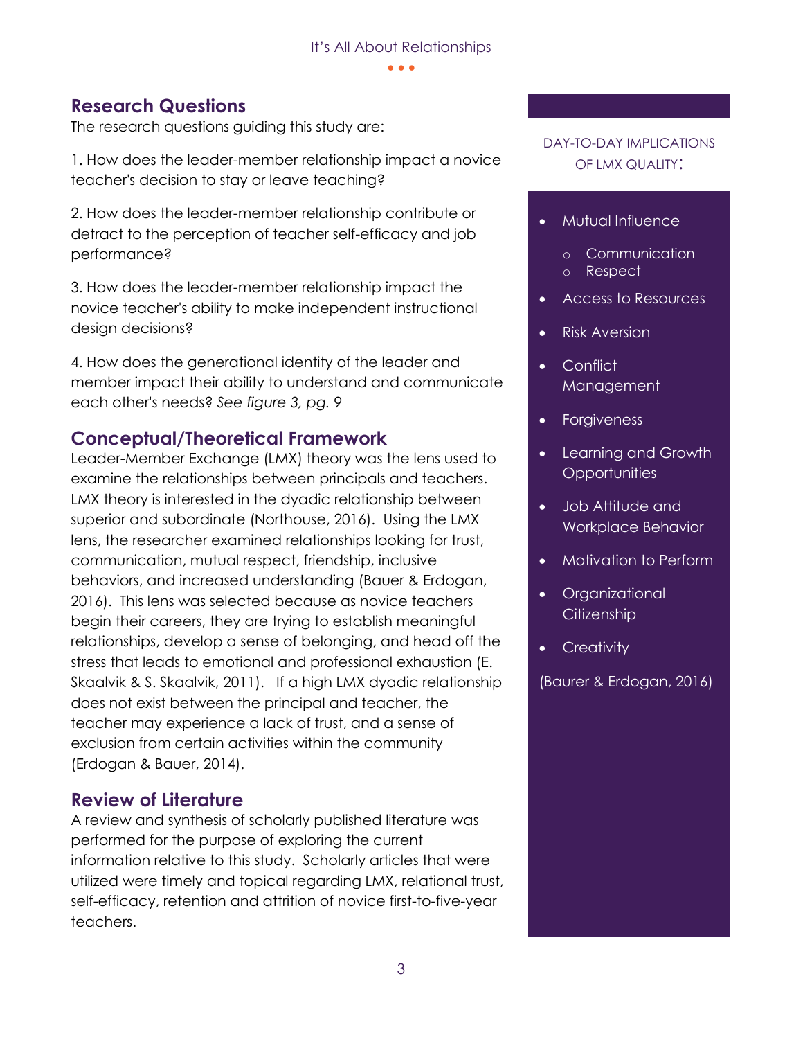## Research Questions

The research questions guiding this study are:

1. How does the leader-member relationship impact a novice teacher's decision to stay or leave teaching?

2. How does the leader-member relationship contribute or detract to the perception of teacher self-efficacy and job performance?

3. How does the leader-member relationship impact the novice teacher's ability to make independent instructional design decisions?

4. How does the generational identity of the leader and member impact their ability to understand and communicate each other's needs? *See figure 3, pg. 9*

## Conceptual/Theoretical Framework

Leader-Member Exchange (LMX) theory was the lens used to examine the relationships between principals and teachers. LMX theory is interested in the dyadic relationship between superior and subordinate (Northouse, 2016). Using the LMX lens, the researcher examined relationships looking for trust, communication, mutual respect, friendship, inclusive behaviors, and increased understanding (Bauer & Erdogan, 2016). This lens was selected because as novice teachers begin their careers, they are trying to establish meaningful relationships, develop a sense of belonging, and head off the stress that leads to emotional and professional exhaustion (E. Skaalvik & S. Skaalvik, 2011). If a high LMX dyadic relationship does not exist between the principal and teacher, the teacher may experience a lack of trust, and a sense of exclusion from certain activities within the community (Erdogan & Bauer, 2014).

## Review of Literature

A review and synthesis of scholarly published literature was performed for the purpose of exploring the current information relative to this study. Scholarly articles that were utilized were timely and topical regarding LMX, relational trust, self-efficacy, retention and attrition of novice first-to-five-year teachers.

---

DAY-TO-DAY IMPLICATIONS OF LMX QUALITY:

- Mutual Influence
  - Communication
  - Respect
- Access to Resources
- Risk Aversion
- Conflict Management
- Forgiveness
- Learning and Growth Opportunities
- Job Attitude and Workplace Behavior
- Motivation to Perform
- Organizational Citizenship
- Creativity

(Baurer & Erdogan, 2016)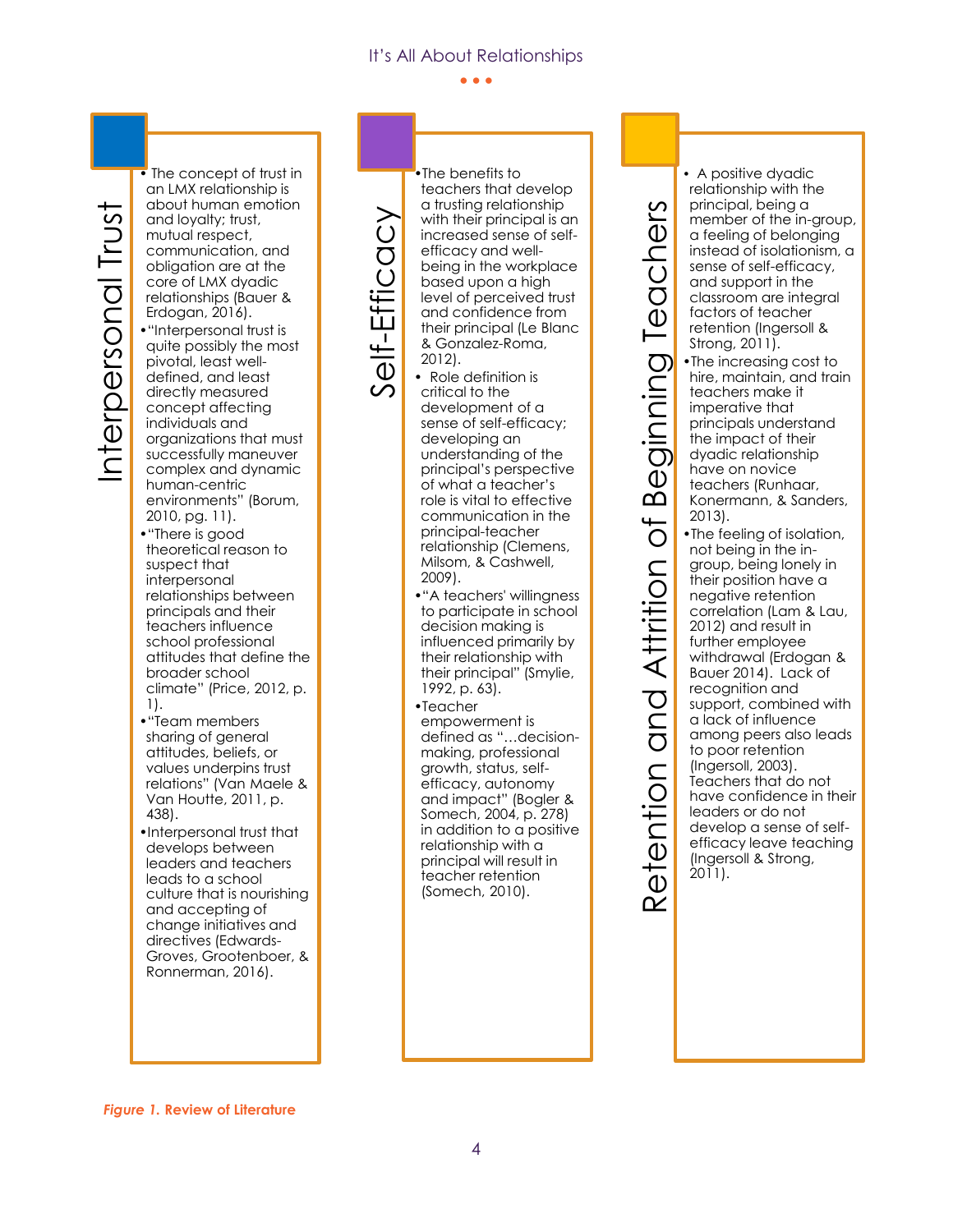## Interpersonal Trust

- The concept of trust in an LMX relationship is about human emotion and loyalty; trust, mutual respect, communication, and obligation are at the core of LMX dyadic relationships (Bauer & Erdogan, 2016).
- "Interpersonal trust is quite possibly the most pivotal, least well-defined, and least directly measured concept affecting individuals and organizations that must successfully maneuver complex and dynamic human-centric environments" (Borum, 2010, pg. 11).
- "There is good theoretical reason to suspect that interpersonal relationships between principals and their teachers influence school professional attitudes that define the broader school climate" (Price, 2012, p. 1).
- "Team members sharing of general attitudes, beliefs, or values underpins trust relations" (Van Maele & Van Houtte, 2011, p. 438).
- Interpersonal trust that develops between leaders and teachers leads to a school culture that is nourishing and accepting of change initiatives and directives (Edwards-Groves, Grootenboer, & Ronnerman, 2016).

## Self-Efficacy

- The benefits to teachers that develop a trusting relationship with their principal is an increased sense of self-efficacy and well-being in the workplace based upon a high level of perceived trust and confidence from their principal (Le Blanc & Gonzalez-Roma, 2012).
- Role definition is critical to the development of a sense of self-efficacy; developing an understanding of the principal's perspective of what a teacher's role is vital to effective communication in the principal-teacher relationship (Clemens, Milsom, & Cashwell, 2009).
- "A teachers' willingness to participate in school decision making is influenced primarily by their relationship with their principal" (Smylie, 1992, p. 63).
- Teacher empowerment is defined as "…decision-making, professional growth, status, self-efficacy, autonomy and impact" (Bogler & Somech, 2004, p. 278) in addition to a positive relationship with a principal will result in teacher retention (Somech, 2010).

## Retention and Attrition of Beginning Teachers

- A positive dyadic relationship with the principal, being a member of the in-group, a feeling of belonging instead of isolationism, a sense of self-efficacy, and support in the classroom are integral factors of teacher retention (Ingersoll & Strong, 2011).
- The increasing cost to hire, maintain, and train teachers make it imperative that principals understand the impact of their dyadic relationship have on novice teachers (Runhaar, Konermann, & Sanders, 2013).
- The feeling of isolation, not being in the in-group, being lonely in their position have a negative retention correlation (Lam & Lau, 2012) and result in further employee withdrawal (Erdogan & Bauer 2014). Lack of recognition and support, combined with a lack of influence among peers also leads to poor retention (Ingersoll, 2003). Teachers that do not have confidence in their leaders or do not develop a sense of self-efficacy leave teaching (Ingersoll & Strong, 2011).

***Figure 1.* Review of Literature**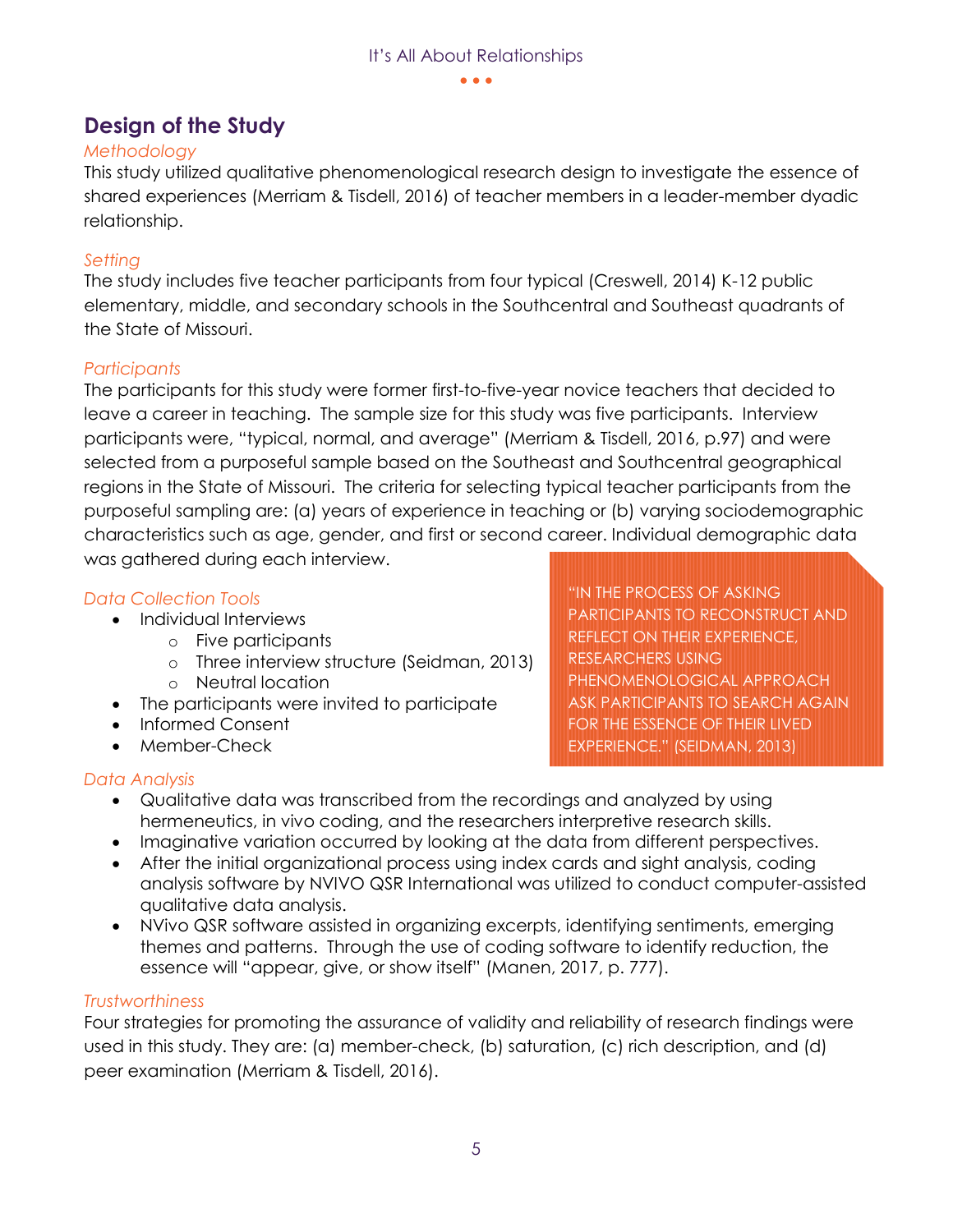## Design of the Study

*Methodology*

This study utilized qualitative phenomenological research design to investigate the essence of shared experiences (Merriam & Tisdell, 2016) of teacher members in a leader-member dyadic relationship.

*Setting*

The study includes five teacher participants from four typical (Creswell, 2014) K-12 public elementary, middle, and secondary schools in the Southcentral and Southeast quadrants of the State of Missouri.

*Participants*

The participants for this study were former first-to-five-year novice teachers that decided to leave a career in teaching. The sample size for this study was five participants. Interview participants were, "typical, normal, and average" (Merriam & Tisdell, 2016, p.97) and were selected from a purposeful sample based on the Southeast and Southcentral geographical regions in the State of Missouri. The criteria for selecting typical teacher participants from the purposeful sampling are: (a) years of experience in teaching or (b) varying sociodemographic characteristics such as age, gender, and first or second career. Individual demographic data was gathered during each interview.

*Data Collection Tools*

- Individual Interviews
  - Five participants
  - Three interview structure (Seidman, 2013)
  - Neutral location
- The participants were invited to participate
- Informed Consent
- Member-Check

"IN THE PROCESS OF ASKING PARTICIPANTS TO RECONSTRUCT AND REFLECT ON THEIR EXPERIENCE, RESEARCHERS USING PHENOMENOLOGICAL APPROACH ASK PARTICIPANTS TO SEARCH AGAIN FOR THE ESSENCE OF THEIR LIVED EXPERIENCE." (SEIDMAN, 2013)

*Data Analysis*

- Qualitative data was transcribed from the recordings and analyzed by using hermeneutics, in vivo coding, and the researchers interpretive research skills.
- Imaginative variation occurred by looking at the data from different perspectives.
- After the initial organizational process using index cards and sight analysis, coding analysis software by NVIVO QSR International was utilized to conduct computer-assisted qualitative data analysis.
- NVivo QSR software assisted in organizing excerpts, identifying sentiments, emerging themes and patterns. Through the use of coding software to identify reduction, the essence will "appear, give, or show itself" (Manen, 2017, p. 777).

*Trustworthiness*

Four strategies for promoting the assurance of validity and reliability of research findings were used in this study. They are: (a) member-check, (b) saturation, (c) rich description, and (d) peer examination (Merriam & Tisdell, 2016).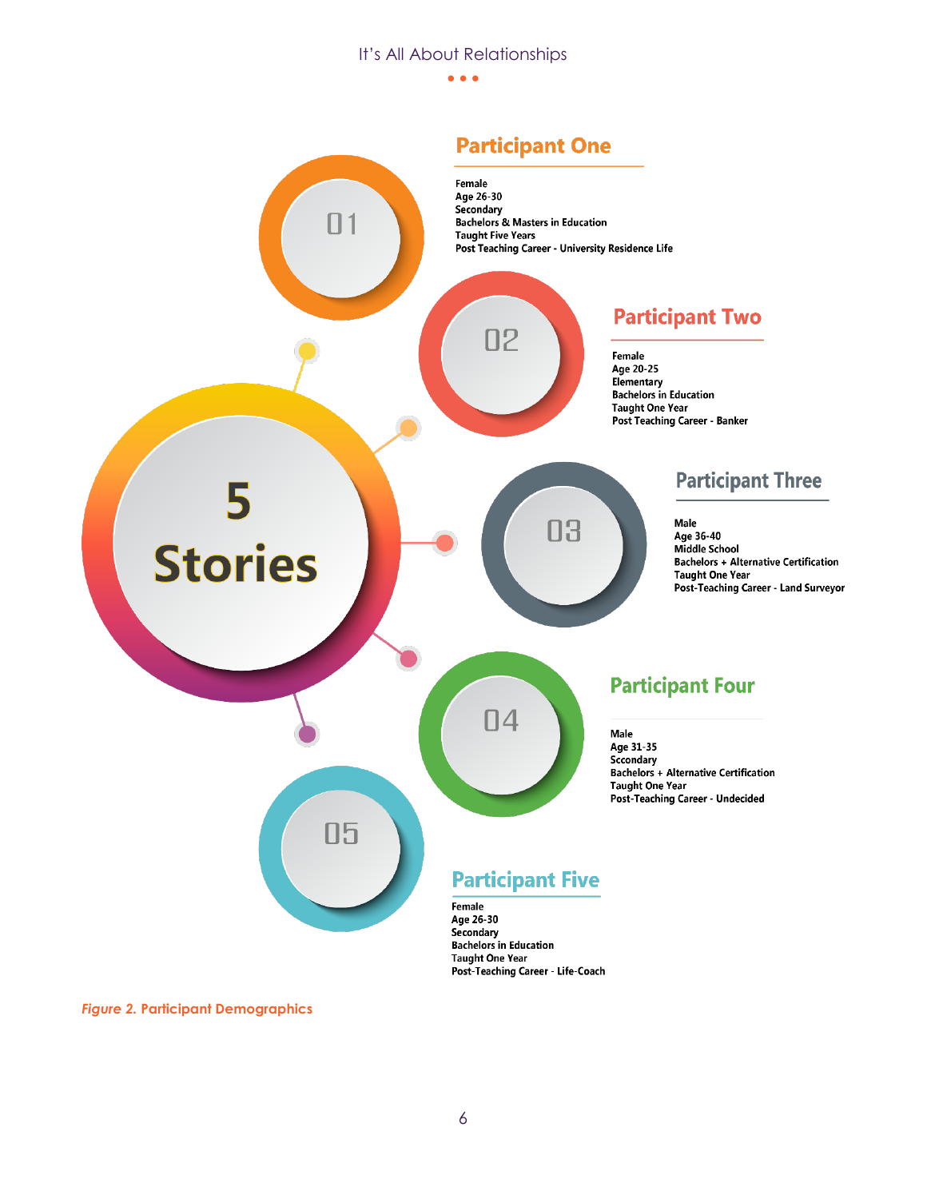5 Stories

## Participant One

Female
Age 26-30
Secondary
Bachelors & Masters in Education
Taught Five Years
Post Teaching Career - University Residence Life

## Participant Two

Female
Age 20-25
Elementary
Bachelors in Education
Taught One Year
Post Teaching Career - Banker

## Participant Three

Male
Age 36-40
Middle School
Bachelors + Alternative Certification
Taught One Year
Post-Teaching Career - Land Surveyor

## Participant Four

Male
Age 31-35
Sccondary
Bachelors + Alternative Certification
Taught One Year
Post-Teaching Career - Undecided

## Participant Five

Female
Age 26-30
Secondary
Bachelors in Education
Taught One Year
Post-Teaching Career - Life-Coach

*Figure 2.* Participant Demographics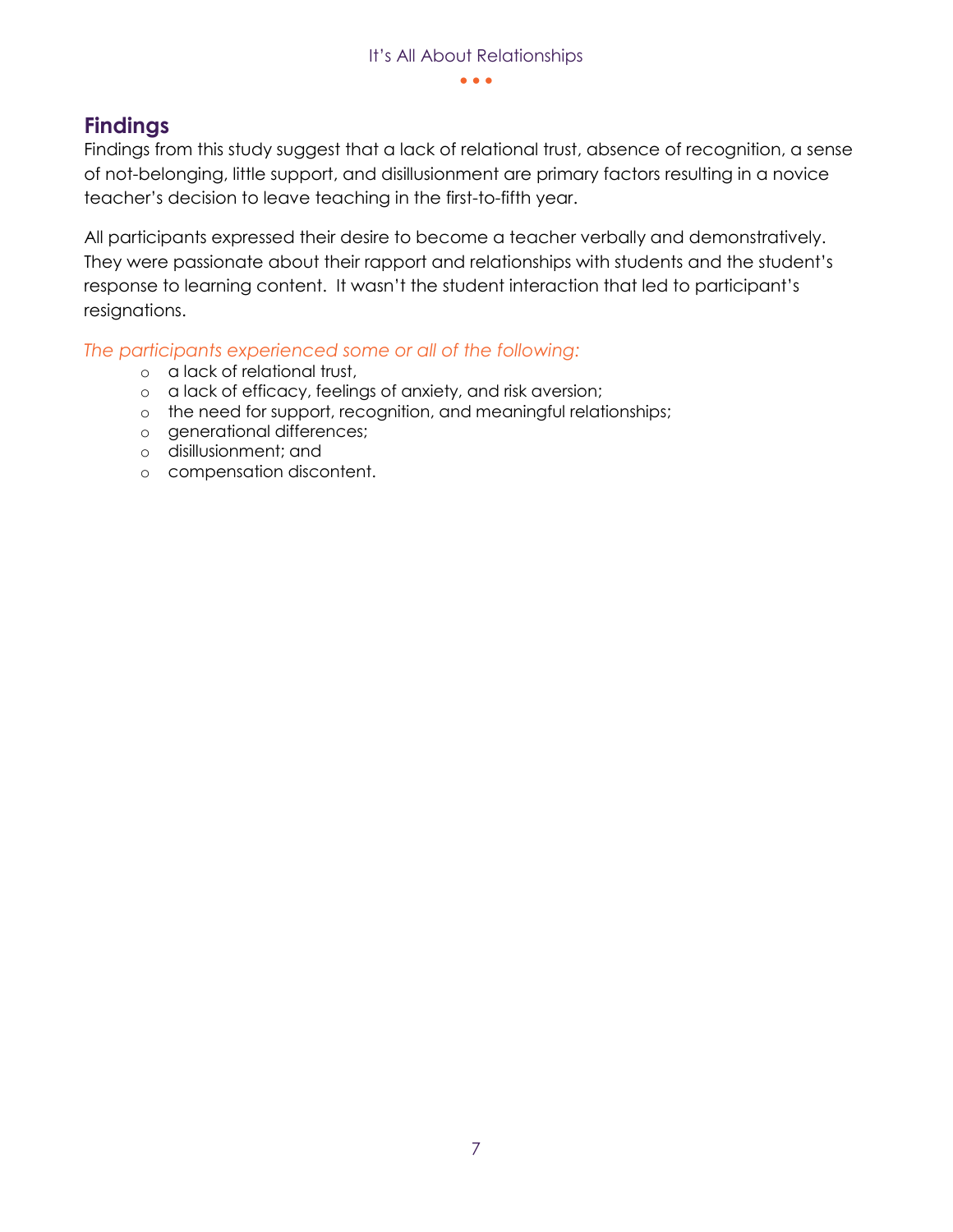## Findings

Findings from this study suggest that a lack of relational trust, absence of recognition, a sense of not-belonging, little support, and disillusionment are primary factors resulting in a novice teacher's decision to leave teaching in the first-to-fifth year.

All participants expressed their desire to become a teacher verbally and demonstratively. They were passionate about their rapport and relationships with students and the student's response to learning content. It wasn't the student interaction that led to participant's resignations.

*The participants experienced some or all of the following:*

- a lack of relational trust,
- a lack of efficacy, feelings of anxiety, and risk aversion;
- the need for support, recognition, and meaningful relationships;
- generational differences;
- disillusionment; and
- compensation discontent.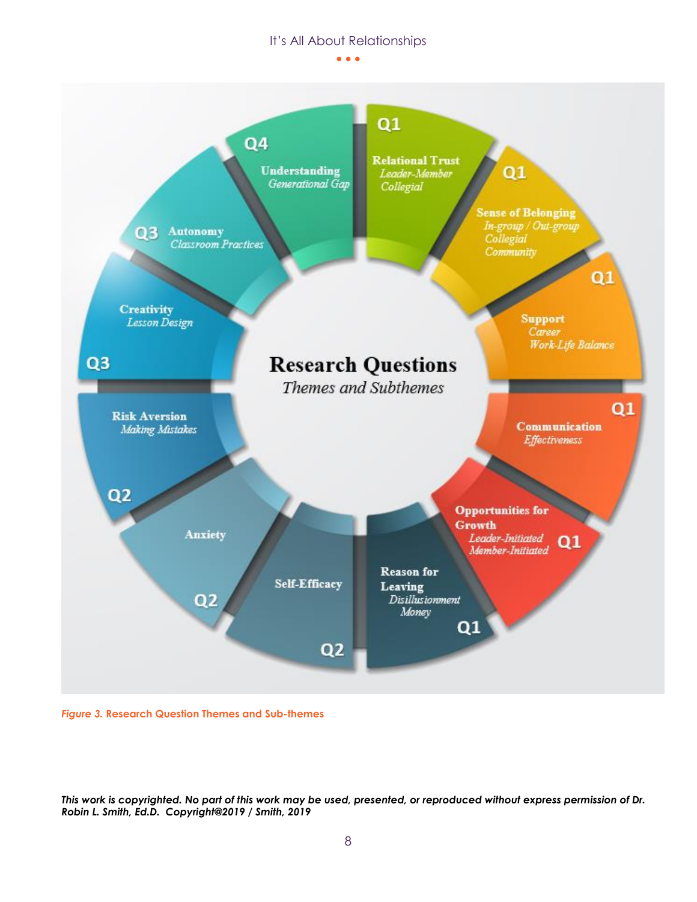**Research Questions**

*Themes and Subthemes*

- **Q1** – **Relational Trust**: *Leader-Member*, *Collegial*
- **Q1** – **Sense of Belonging**: *In-group / Out-group*, *Collegial*, *Community*
- **Q1** – **Support**: *Career*, *Work-Life Balance*
- **Q1** – **Communication**: *Effectiveness*
- **Q1** – **Opportunities for Growth**: *Leader-Initiated*, *Member-Initiated*
- **Q1** – **Reason for Leaving**: *Disillusionment*, *Money*
- **Q2** – **Self-Efficacy**
- **Q2** – **Anxiety**
- **Q2** – **Risk Aversion**: *Making Mistakes*
- **Q3** – **Creativity**: *Lesson Design*
- **Q3** – **Autonomy**: *Classroom Practices*
- **Q4** – **Understanding**: *Generational Gap*

*Figure 3.* **Research Question Themes and Sub-themes**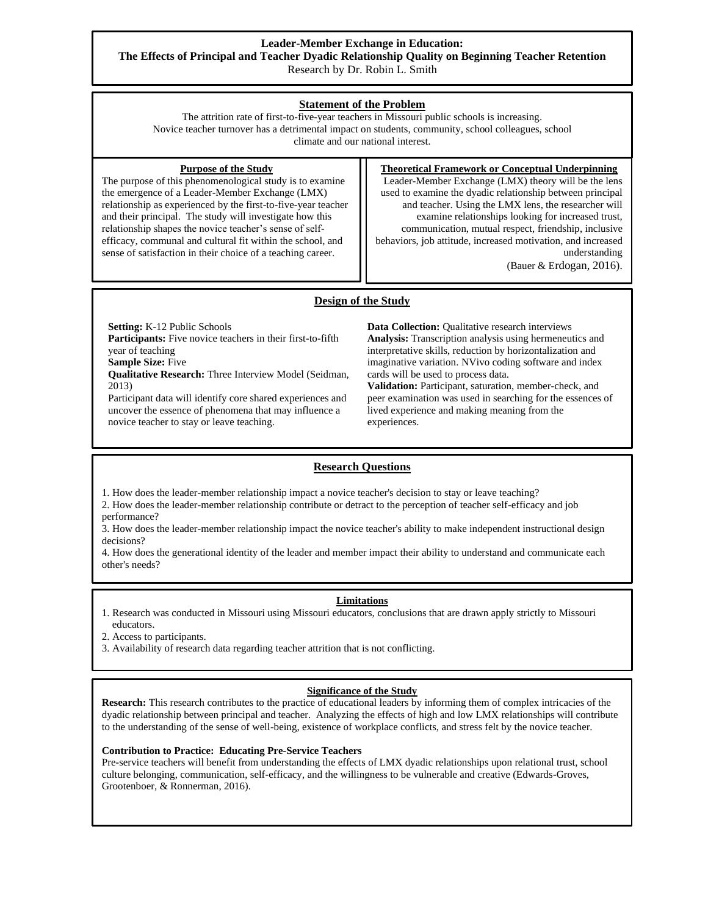# Leader-Member Exchange in Education:
# The Effects of Principal and Teacher Dyadic Relationship Quality on Beginning Teacher Retention

Research by Dr. Robin L. Smith

## Statement of the Problem

The attrition rate of first-to-five-year teachers in Missouri public schools is increasing. Novice teacher turnover has a detrimental impact on students, community, school colleagues, school climate and our national interest.

## Purpose of the Study

The purpose of this phenomenological study is to examine the emergence of a Leader-Member Exchange (LMX) relationship as experienced by the first-to-five-year teacher and their principal. The study will investigate how this relationship shapes the novice teacher's sense of self-efficacy, communal and cultural fit within the school, and sense of satisfaction in their choice of a teaching career.

## Theoretical Framework or Conceptual Underpinning

Leader-Member Exchange (LMX) theory will be the lens used to examine the dyadic relationship between principal and teacher. Using the LMX lens, the researcher will examine relationships looking for increased trust, communication, mutual respect, friendship, inclusive behaviors, job attitude, increased motivation, and increased understanding (Bauer & Erdogan, 2016).

## Design of the Study

**Setting:** K-12 Public Schools
**Participants:** Five novice teachers in their first-to-fifth year of teaching
**Sample Size:** Five
**Qualitative Research:** Three Interview Model (Seidman, 2013)
Participant data will identify core shared experiences and uncover the essence of phenomena that may influence a novice teacher to stay or leave teaching.

**Data Collection:** Qualitative research interviews
**Analysis:** Transcription analysis using hermeneutics and interpretative skills, reduction by horizontalization and imaginative variation. NVivo coding software and index cards will be used to process data.
**Validation:** Participant, saturation, member-check, and peer examination was used in searching for the essences of lived experience and making meaning from the experiences.

## Research Questions

1. How does the leader-member relationship impact a novice teacher's decision to stay or leave teaching?
2. How does the leader-member relationship contribute or detract to the perception of teacher self-efficacy and job performance?
3. How does the leader-member relationship impact the novice teacher's ability to make independent instructional design decisions?
4. How does the generational identity of the leader and member impact their ability to understand and communicate each other's needs?

## Limitations

1. Research was conducted in Missouri using Missouri educators, conclusions that are drawn apply strictly to Missouri educators.
2. Access to participants.
3. Availability of research data regarding teacher attrition that is not conflicting.

## Significance of the Study

**Research:** This research contributes to the practice of educational leaders by informing them of complex intricacies of the dyadic relationship between principal and teacher. Analyzing the effects of high and low LMX relationships will contribute to the understanding of the sense of well-being, existence of workplace conflicts, and stress felt by the novice teacher.

**Contribution to Practice: Educating Pre-Service Teachers**
Pre-service teachers will benefit from understanding the effects of LMX dyadic relationships upon relational trust, school culture belonging, communication, self-efficacy, and the willingness to be vulnerable and creative (Edwards-Groves, Grootenboer, & Ronnerman, 2016).